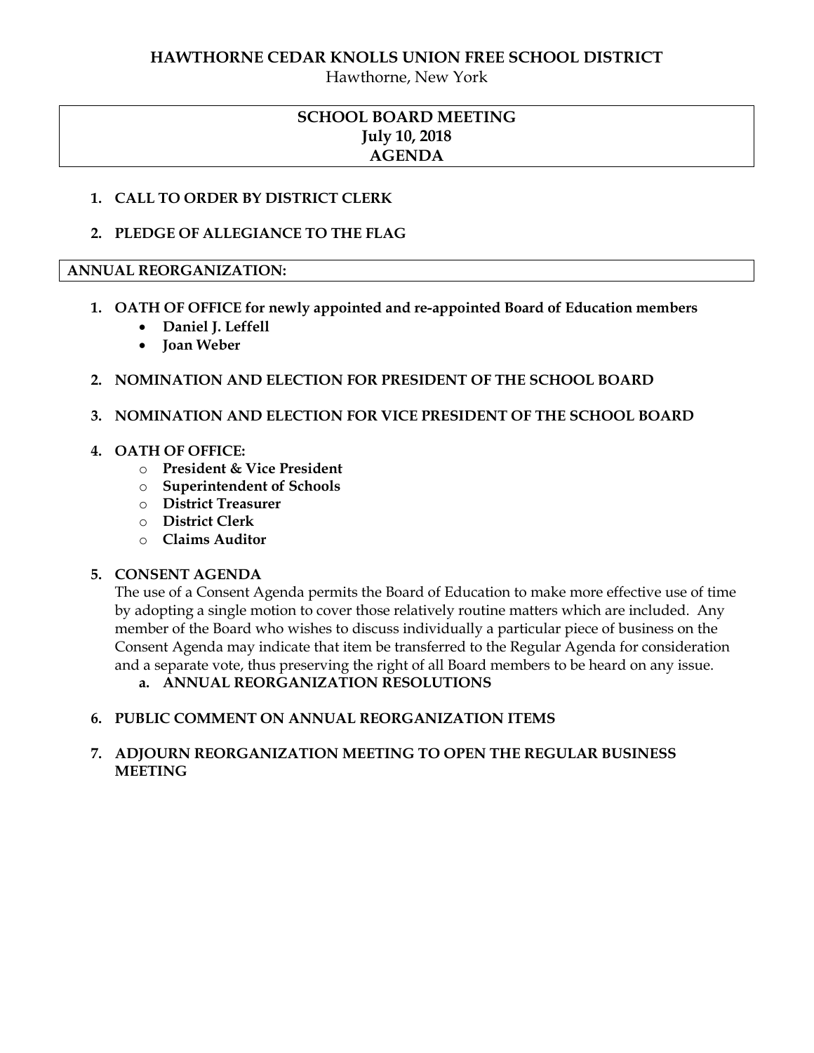# HAWTHORNE CEDAR KNOLLS UNION FREE SCHOOL DISTRICT

Hawthorne, New York

## SCHOOL BOARD MEETING
## July 10, 2018
## AGENDA

1. **CALL TO ORDER BY DISTRICT CLERK**

2. **PLEDGE OF ALLEGIANCE TO THE FLAG**

## ANNUAL REORGANIZATION:

1. **OATH OF OFFICE for newly appointed and re-appointed Board of Education members**
   - **Daniel J. Leffell**
   - **Joan Weber**

2. **NOMINATION AND ELECTION FOR PRESIDENT OF THE SCHOOL BOARD**

3. **NOMINATION AND ELECTION FOR VICE PRESIDENT OF THE SCHOOL BOARD**

4. **OATH OF OFFICE:**
   - **President & Vice President**
   - **Superintendent of Schools**
   - **District Treasurer**
   - **District Clerk**
   - **Claims Auditor**

5. **CONSENT AGENDA**

   The use of a Consent Agenda permits the Board of Education to make more effective use of time by adopting a single motion to cover those relatively routine matters which are included. Any member of the Board who wishes to discuss individually a particular piece of business on the Consent Agenda may indicate that item be transferred to the Regular Agenda for consideration and a separate vote, thus preserving the right of all Board members to be heard on any issue.

   a. **ANNUAL REORGANIZATION RESOLUTIONS**

6. **PUBLIC COMMENT ON ANNUAL REORGANIZATION ITEMS**

7. **ADJOURN REORGANIZATION MEETING TO OPEN THE REGULAR BUSINESS MEETING**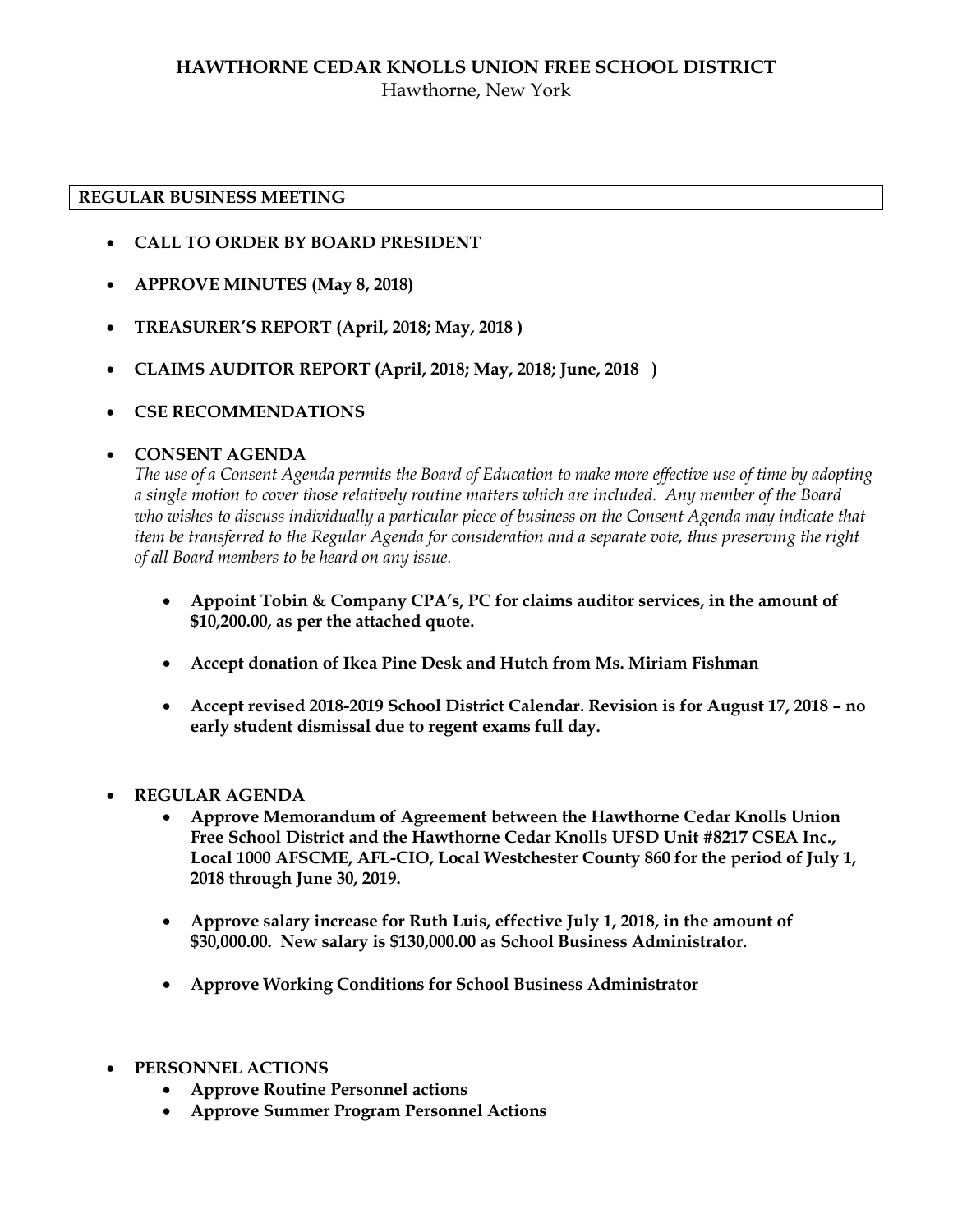# HAWTHORNE CEDAR KNOLLS UNION FREE SCHOOL DISTRICT

Hawthorne, New York

## REGULAR BUSINESS MEETING

- **CALL TO ORDER BY BOARD PRESIDENT**
- **APPROVE MINUTES (May 8, 2018)**
- **TREASURER'S REPORT (April, 2018; May, 2018 )**
- **CLAIMS AUDITOR REPORT (April, 2018; May, 2018; June, 2018 )**
- **CSE RECOMMENDATIONS**
- **CONSENT AGENDA**

  *The use of a Consent Agenda permits the Board of Education to make more effective use of time by adopting a single motion to cover those relatively routine matters which are included. Any member of the Board who wishes to discuss individually a particular piece of business on the Consent Agenda may indicate that item be transferred to the Regular Agenda for consideration and a separate vote, thus preserving the right of all Board members to be heard on any issue.*

  - **Appoint Tobin & Company CPA's, PC for claims auditor services, in the amount of $10,200.00, as per the attached quote.**
  - **Accept donation of Ikea Pine Desk and Hutch from Ms. Miriam Fishman**
  - **Accept revised 2018-2019 School District Calendar. Revision is for August 17, 2018 – no early student dismissal due to regent exams full day.**

- **REGULAR AGENDA**
  - **Approve Memorandum of Agreement between the Hawthorne Cedar Knolls Union Free School District and the Hawthorne Cedar Knolls UFSD Unit #8217 CSEA Inc., Local 1000 AFSCME, AFL-CIO, Local Westchester County 860 for the period of July 1, 2018 through June 30, 2019.**
  - **Approve salary increase for Ruth Luis, effective July 1, 2018, in the amount of $30,000.00. New salary is $130,000.00 as School Business Administrator.**
  - **Approve Working Conditions for School Business Administrator**

- **PERSONNEL ACTIONS**
  - **Approve Routine Personnel actions**
  - **Approve Summer Program Personnel Actions**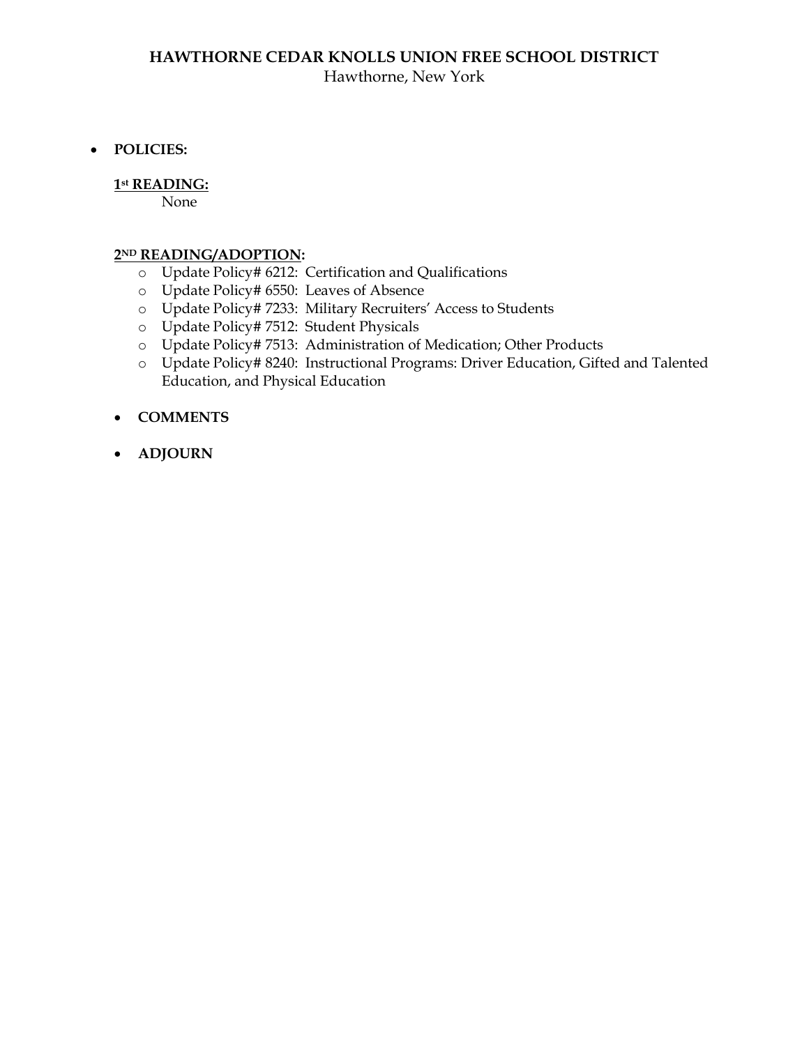**HAWTHORNE CEDAR KNOLLS UNION FREE SCHOOL DISTRICT**
Hawthorne, New York

- **POLICIES:**

  **1st READING:**
  None

  **2ND READING/ADOPTION:**
  - Update Policy# 6212: Certification and Qualifications
  - Update Policy# 6550: Leaves of Absence
  - Update Policy# 7233: Military Recruiters' Access to Students
  - Update Policy# 7512: Student Physicals
  - Update Policy# 7513: Administration of Medication; Other Products
  - Update Policy# 8240: Instructional Programs: Driver Education, Gifted and Talented Education, and Physical Education

- **COMMENTS**

- **ADJOURN**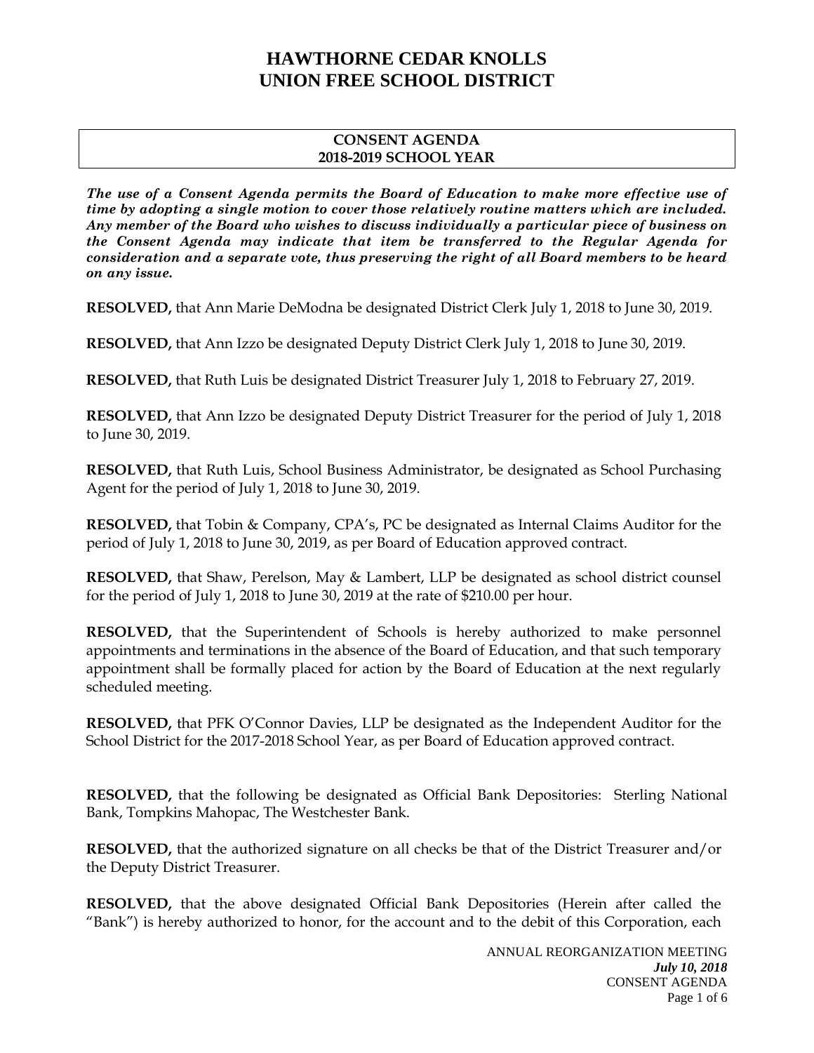# HAWTHORNE CEDAR KNOLLS
# UNION FREE SCHOOL DISTRICT

## CONSENT AGENDA
## 2018-2019 SCHOOL YEAR

***The use of a Consent Agenda permits the Board of Education to make more effective use of time by adopting a single motion to cover those relatively routine matters which are included. Any member of the Board who wishes to discuss individually a particular piece of business on the Consent Agenda may indicate that item be transferred to the Regular Agenda for consideration and a separate vote, thus preserving the right of all Board members to be heard on any issue.***

**RESOLVED,** that Ann Marie DeModna be designated District Clerk July 1, 2018 to June 30, 2019.

**RESOLVED,** that Ann Izzo be designated Deputy District Clerk July 1, 2018 to June 30, 2019.

**RESOLVED,** that Ruth Luis be designated District Treasurer July 1, 2018 to February 27, 2019.

**RESOLVED,** that Ann Izzo be designated Deputy District Treasurer for the period of July 1, 2018 to June 30, 2019.

**RESOLVED,** that Ruth Luis, School Business Administrator, be designated as School Purchasing Agent for the period of July 1, 2018 to June 30, 2019.

**RESOLVED,** that Tobin & Company, CPA's, PC be designated as Internal Claims Auditor for the period of July 1, 2018 to June 30, 2019, as per Board of Education approved contract.

**RESOLVED,** that Shaw, Perelson, May & Lambert, LLP be designated as school district counsel for the period of July 1, 2018 to June 30, 2019 at the rate of $210.00 per hour.

**RESOLVED,** that the Superintendent of Schools is hereby authorized to make personnel appointments and terminations in the absence of the Board of Education, and that such temporary appointment shall be formally placed for action by the Board of Education at the next regularly scheduled meeting.

**RESOLVED,** that PFK O'Connor Davies, LLP be designated as the Independent Auditor for the School District for the 2017-2018 School Year, as per Board of Education approved contract.

**RESOLVED,** that the following be designated as Official Bank Depositories: Sterling National Bank, Tompkins Mahopac, The Westchester Bank.

**RESOLVED,** that the authorized signature on all checks be that of the District Treasurer and/or the Deputy District Treasurer.

**RESOLVED,** that the above designated Official Bank Depositories (Herein after called the "Bank") is hereby authorized to honor, for the account and to the debit of this Corporation, each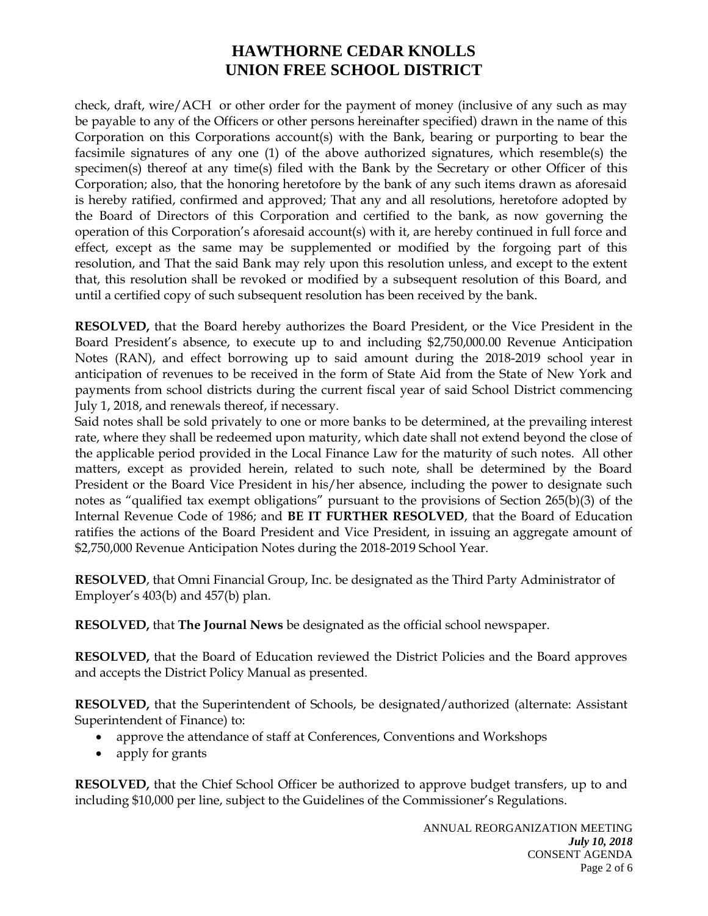check, draft, wire/ACH or other order for the payment of money (inclusive of any such as may be payable to any of the Officers or other persons hereinafter specified) drawn in the name of this Corporation on this Corporations account(s) with the Bank, bearing or purporting to bear the facsimile signatures of any one (1) of the above authorized signatures, which resemble(s) the specimen(s) thereof at any time(s) filed with the Bank by the Secretary or other Officer of this Corporation; also, that the honoring heretofore by the bank of any such items drawn as aforesaid is hereby ratified, confirmed and approved; That any and all resolutions, heretofore adopted by the Board of Directors of this Corporation and certified to the bank, as now governing the operation of this Corporation's aforesaid account(s) with it, are hereby continued in full force and effect, except as the same may be supplemented or modified by the forgoing part of this resolution, and That the said Bank may rely upon this resolution unless, and except to the extent that, this resolution shall be revoked or modified by a subsequent resolution of this Board, and until a certified copy of such subsequent resolution has been received by the bank.

**RESOLVED,** that the Board hereby authorizes the Board President, or the Vice President in the Board President's absence, to execute up to and including $2,750,000.00 Revenue Anticipation Notes (RAN), and effect borrowing up to said amount during the 2018-2019 school year in anticipation of revenues to be received in the form of State Aid from the State of New York and payments from school districts during the current fiscal year of said School District commencing July 1, 2018, and renewals thereof, if necessary.
Said notes shall be sold privately to one or more banks to be determined, at the prevailing interest rate, where they shall be redeemed upon maturity, which date shall not extend beyond the close of the applicable period provided in the Local Finance Law for the maturity of such notes. All other matters, except as provided herein, related to such note, shall be determined by the Board President or the Board Vice President in his/her absence, including the power to designate such notes as "qualified tax exempt obligations" pursuant to the provisions of Section 265(b)(3) of the Internal Revenue Code of 1986; and **BE IT FURTHER RESOLVED**, that the Board of Education ratifies the actions of the Board President and Vice President, in issuing an aggregate amount of $2,750,000 Revenue Anticipation Notes during the 2018-2019 School Year.

**RESOLVED**, that Omni Financial Group, Inc. be designated as the Third Party Administrator of Employer's 403(b) and 457(b) plan.

**RESOLVED,** that **The Journal News** be designated as the official school newspaper.

**RESOLVED,** that the Board of Education reviewed the District Policies and the Board approves and accepts the District Policy Manual as presented.

**RESOLVED,** that the Superintendent of Schools, be designated/authorized (alternate: Assistant Superintendent of Finance) to:

- approve the attendance of staff at Conferences, Conventions and Workshops
- apply for grants

**RESOLVED,** that the Chief School Officer be authorized to approve budget transfers, up to and including $10,000 per line, subject to the Guidelines of the Commissioner's Regulations.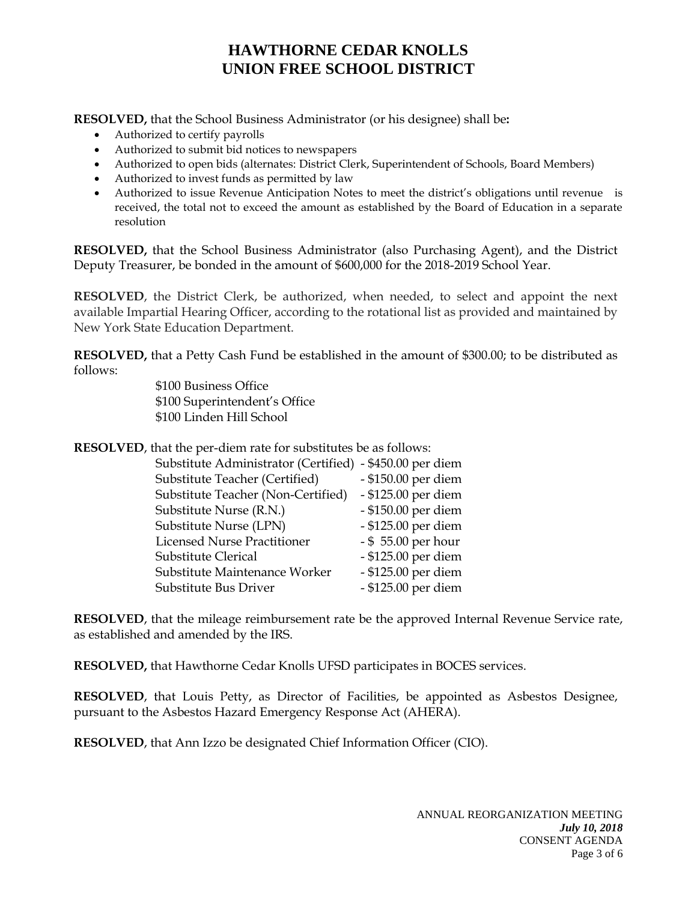# HAWTHORNE CEDAR KNOLLS
# UNION FREE SCHOOL DISTRICT

**RESOLVED,** that the School Business Administrator (or his designee) shall be**:**

- Authorized to certify payrolls
- Authorized to submit bid notices to newspapers
- Authorized to open bids (alternates: District Clerk, Superintendent of Schools, Board Members)
- Authorized to invest funds as permitted by law
- Authorized to issue Revenue Anticipation Notes to meet the district's obligations until revenue is received, the total not to exceed the amount as established by the Board of Education in a separate resolution

**RESOLVED,** that the School Business Administrator (also Purchasing Agent), and the District Deputy Treasurer, be bonded in the amount of $600,000 for the 2018-2019 School Year.

**RESOLVED**, the District Clerk, be authorized, when needed, to select and appoint the next available Impartial Hearing Officer, according to the rotational list as provided and maintained by New York State Education Department.

**RESOLVED,** that a Petty Cash Fund be established in the amount of $300.00; to be distributed as follows:

$100 Business Office
$100 Superintendent's Office
$100 Linden Hill School

**RESOLVED**, that the per-diem rate for substitutes be as follows:

| | |
|---|---|
| Substitute Administrator (Certified) | - $450.00 per diem |
| Substitute Teacher (Certified) | - $150.00 per diem |
| Substitute Teacher (Non-Certified) | - $125.00 per diem |
| Substitute Nurse (R.N.) | - $150.00 per diem |
| Substitute Nurse (LPN) | - $125.00 per diem |
| Licensed Nurse Practitioner | - $ 55.00 per hour |
| Substitute Clerical | - $125.00 per diem |
| Substitute Maintenance Worker | - $125.00 per diem |
| Substitute Bus Driver | - $125.00 per diem |

**RESOLVED**, that the mileage reimbursement rate be the approved Internal Revenue Service rate, as established and amended by the IRS.

**RESOLVED,** that Hawthorne Cedar Knolls UFSD participates in BOCES services.

**RESOLVED**, that Louis Petty, as Director of Facilities, be appointed as Asbestos Designee, pursuant to the Asbestos Hazard Emergency Response Act (AHERA).

**RESOLVED**, that Ann Izzo be designated Chief Information Officer (CIO).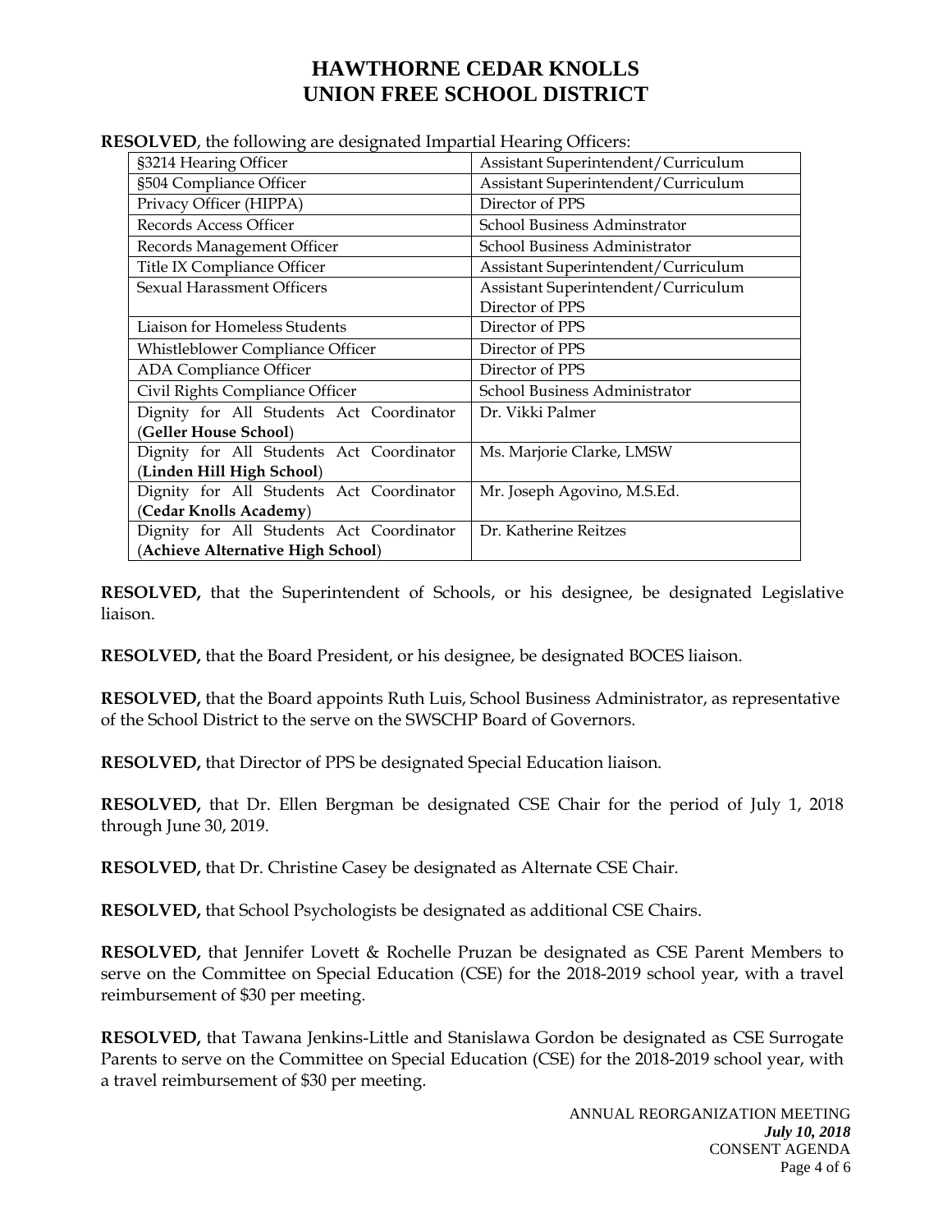# HAWTHORNE CEDAR KNOLLS
# UNION FREE SCHOOL DISTRICT

**RESOLVED**, the following are designated Impartial Hearing Officers:

| | |
|---|---|
| §3214 Hearing Officer | Assistant Superintendent/Curriculum |
| §504 Compliance Officer | Assistant Superintendent/Curriculum |
| Privacy Officer (HIPPA) | Director of PPS |
| Records Access Officer | School Business Adminstrator |
| Records Management Officer | School Business Administrator |
| Title IX Compliance Officer | Assistant Superintendent/Curriculum |
| Sexual Harassment Officers | Assistant Superintendent/Curriculum<br>Director of PPS |
| Liaison for Homeless Students | Director of PPS |
| Whistleblower Compliance Officer | Director of PPS |
| ADA Compliance Officer | Director of PPS |
| Civil Rights Compliance Officer | School Business Administrator |
| Dignity for All Students Act Coordinator (**Geller House School**) | Dr. Vikki Palmer |
| Dignity for All Students Act Coordinator (**Linden Hill High School**) | Ms. Marjorie Clarke, LMSW |
| Dignity for All Students Act Coordinator (**Cedar Knolls Academy**) | Mr. Joseph Agovino, M.S.Ed. |
| Dignity for All Students Act Coordinator (**Achieve Alternative High School**) | Dr. Katherine Reitzes |

**RESOLVED,** that the Superintendent of Schools, or his designee, be designated Legislative liaison.

**RESOLVED,** that the Board President, or his designee, be designated BOCES liaison.

**RESOLVED,** that the Board appoints Ruth Luis, School Business Administrator, as representative of the School District to the serve on the SWSCHP Board of Governors.

**RESOLVED,** that Director of PPS be designated Special Education liaison.

**RESOLVED,** that Dr. Ellen Bergman be designated CSE Chair for the period of July 1, 2018 through June 30, 2019.

**RESOLVED,** that Dr. Christine Casey be designated as Alternate CSE Chair.

**RESOLVED,** that School Psychologists be designated as additional CSE Chairs.

**RESOLVED,** that Jennifer Lovett & Rochelle Pruzan be designated as CSE Parent Members to serve on the Committee on Special Education (CSE) for the 2018-2019 school year, with a travel reimbursement of $30 per meeting.

**RESOLVED,** that Tawana Jenkins-Little and Stanislawa Gordon be designated as CSE Surrogate Parents to serve on the Committee on Special Education (CSE) for the 2018-2019 school year, with a travel reimbursement of $30 per meeting.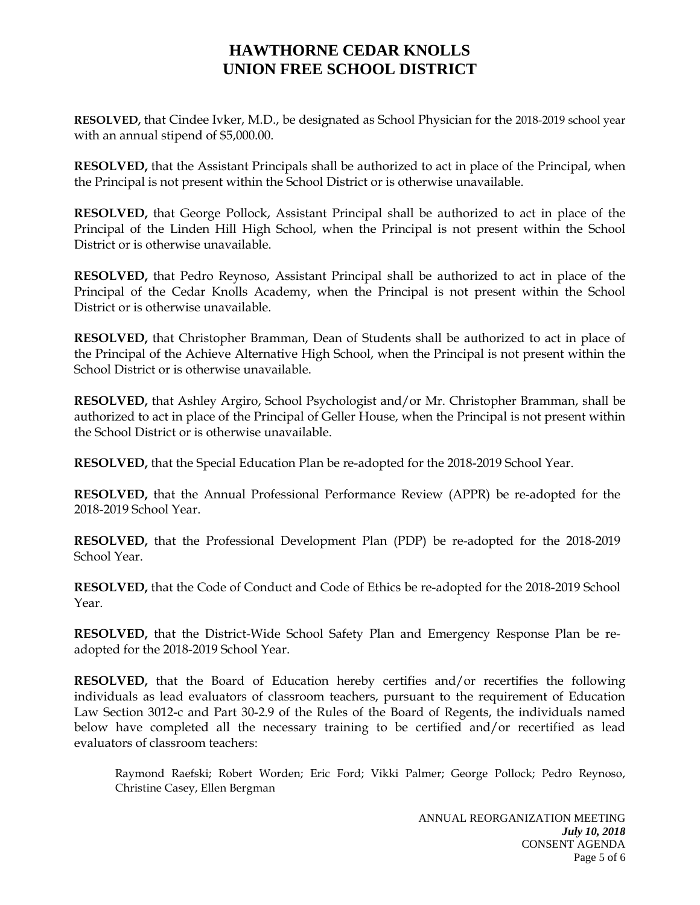# HAWTHORNE CEDAR KNOLLS UNION FREE SCHOOL DISTRICT

**RESOLVED,** that Cindee Ivker, M.D., be designated as School Physician for the 2018-2019 school year with an annual stipend of $5,000.00.

**RESOLVED,** that the Assistant Principals shall be authorized to act in place of the Principal, when the Principal is not present within the School District or is otherwise unavailable.

**RESOLVED,** that George Pollock, Assistant Principal shall be authorized to act in place of the Principal of the Linden Hill High School, when the Principal is not present within the School District or is otherwise unavailable.

**RESOLVED,** that Pedro Reynoso, Assistant Principal shall be authorized to act in place of the Principal of the Cedar Knolls Academy, when the Principal is not present within the School District or is otherwise unavailable.

**RESOLVED,** that Christopher Bramman, Dean of Students shall be authorized to act in place of the Principal of the Achieve Alternative High School, when the Principal is not present within the School District or is otherwise unavailable.

**RESOLVED,** that Ashley Argiro, School Psychologist and/or Mr. Christopher Bramman, shall be authorized to act in place of the Principal of Geller House, when the Principal is not present within the School District or is otherwise unavailable.

**RESOLVED,** that the Special Education Plan be re-adopted for the 2018-2019 School Year.

**RESOLVED,** that the Annual Professional Performance Review (APPR) be re-adopted for the 2018-2019 School Year.

**RESOLVED,** that the Professional Development Plan (PDP) be re-adopted for the 2018-2019 School Year.

**RESOLVED,** that the Code of Conduct and Code of Ethics be re-adopted for the 2018-2019 School Year.

**RESOLVED,** that the District-Wide School Safety Plan and Emergency Response Plan be re-adopted for the 2018-2019 School Year.

**RESOLVED,** that the Board of Education hereby certifies and/or recertifies the following individuals as lead evaluators of classroom teachers, pursuant to the requirement of Education Law Section 3012-c and Part 30-2.9 of the Rules of the Board of Regents, the individuals named below have completed all the necessary training to be certified and/or recertified as lead evaluators of classroom teachers:

Raymond Raefski; Robert Worden; Eric Ford; Vikki Palmer; George Pollock; Pedro Reynoso, Christine Casey, Ellen Bergman

ANNUAL REORGANIZATION MEETING
***July 10, 2018***
CONSENT AGENDA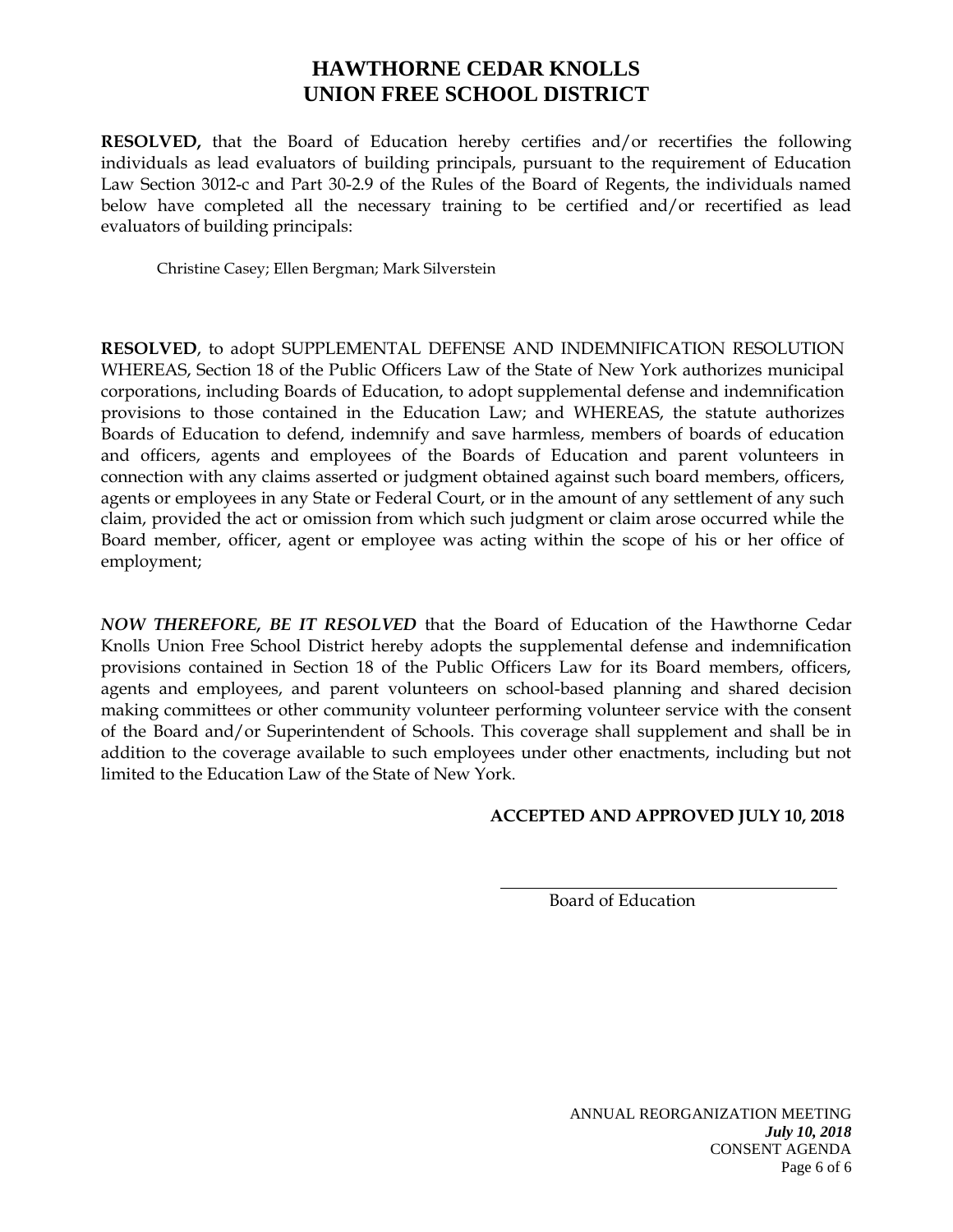# HAWTHORNE CEDAR KNOLLS
# UNION FREE SCHOOL DISTRICT

**RESOLVED,** that the Board of Education hereby certifies and/or recertifies the following individuals as lead evaluators of building principals, pursuant to the requirement of Education Law Section 3012-c and Part 30-2.9 of the Rules of the Board of Regents, the individuals named below have completed all the necessary training to be certified and/or recertified as lead evaluators of building principals:

Christine Casey; Ellen Bergman; Mark Silverstein

**RESOLVED**, to adopt SUPPLEMENTAL DEFENSE AND INDEMNIFICATION RESOLUTION WHEREAS, Section 18 of the Public Officers Law of the State of New York authorizes municipal corporations, including Boards of Education, to adopt supplemental defense and indemnification provisions to those contained in the Education Law; and WHEREAS, the statute authorizes Boards of Education to defend, indemnify and save harmless, members of boards of education and officers, agents and employees of the Boards of Education and parent volunteers in connection with any claims asserted or judgment obtained against such board members, officers, agents or employees in any State or Federal Court, or in the amount of any settlement of any such claim, provided the act or omission from which such judgment or claim arose occurred while the Board member, officer, agent or employee was acting within the scope of his or her office of employment;

***NOW THEREFORE, BE IT RESOLVED*** that the Board of Education of the Hawthorne Cedar Knolls Union Free School District hereby adopts the supplemental defense and indemnification provisions contained in Section 18 of the Public Officers Law for its Board members, officers, agents and employees, and parent volunteers on school-based planning and shared decision making committees or other community volunteer performing volunteer service with the consent of the Board and/or Superintendent of Schools. This coverage shall supplement and shall be in addition to the coverage available to such employees under other enactments, including but not limited to the Education Law of the State of New York.

**ACCEPTED AND APPROVED JULY 10, 2018**

\_\_\_\_\_\_\_\_\_\_\_\_\_\_\_\_\_\_\_\_\_\_\_\_\_\_\_\_\_\_\_\_\_\_\_\_
Board of Education

ANNUAL REORGANIZATION MEETING
***July 10, 2018***
CONSENT AGENDA